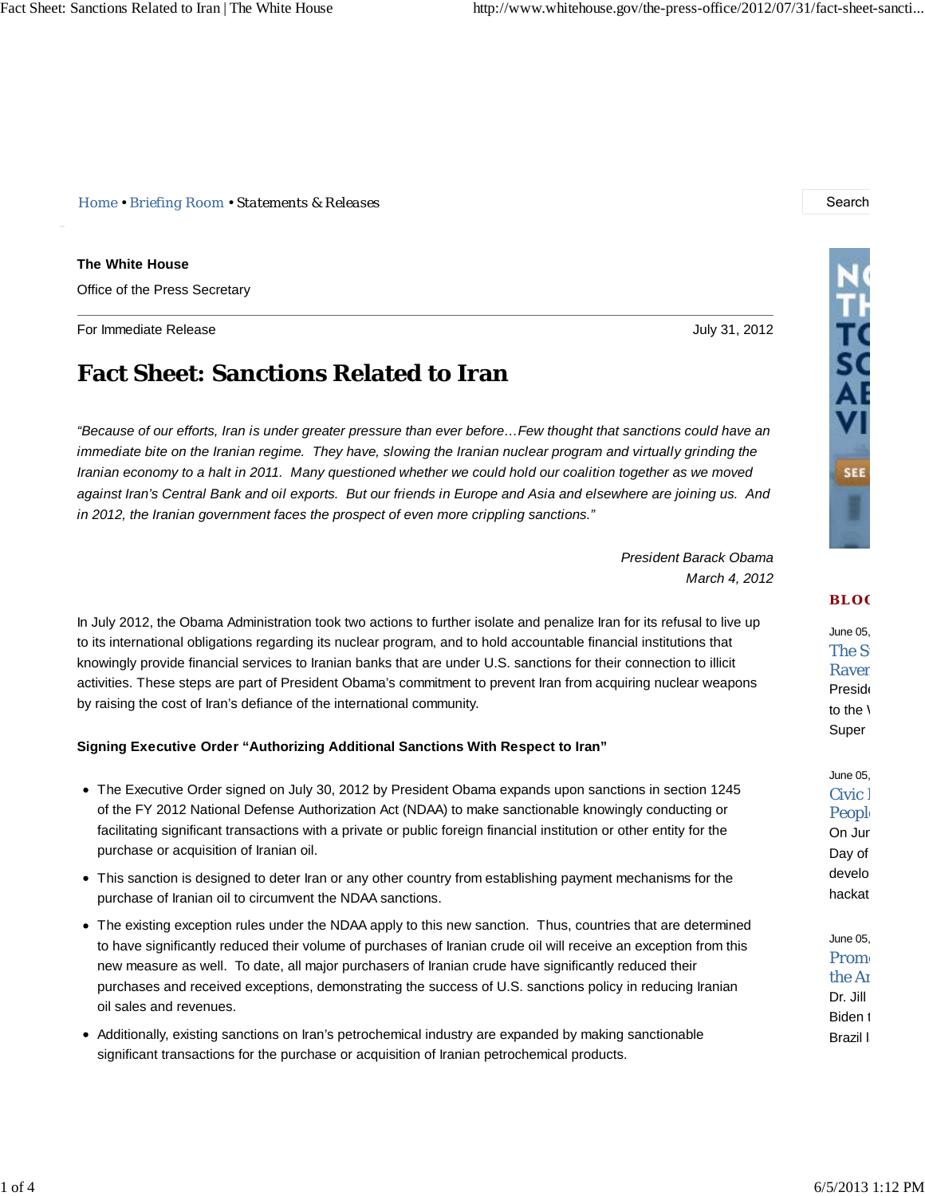Home • Briefing Room • Statements & Releases

**The White House**

Office of the Press Secretary

For Immediate Release July 31, 2012

# Fact Sheet: Sanctions Related to Iran

*"Because of our efforts, Iran is under greater pressure than ever before…Few thought that sanctions could have an immediate bite on the Iranian regime. They have, slowing the Iranian nuclear program and virtually grinding the Iranian economy to a halt in 2011. Many questioned whether we could hold our coalition together as we moved against Iran's Central Bank and oil exports. But our friends in Europe and Asia and elsewhere are joining us. And in 2012, the Iranian government faces the prospect of even more crippling sanctions."*

*President Barack Obama*
*March 4, 2012*

In July 2012, the Obama Administration took two actions to further isolate and penalize Iran for its refusal to live up to its international obligations regarding its nuclear program, and to hold accountable financial institutions that knowingly provide financial services to Iranian banks that are under U.S. sanctions for their connection to illicit activities. These steps are part of President Obama's commitment to prevent Iran from acquiring nuclear weapons by raising the cost of Iran's defiance of the international community.

**Signing Executive Order "Authorizing Additional Sanctions With Respect to Iran"**

- The Executive Order signed on July 30, 2012 by President Obama expands upon sanctions in section 1245 of the FY 2012 National Defense Authorization Act (NDAA) to make sanctionable knowingly conducting or facilitating significant transactions with a private or public foreign financial institution or other entity for the purchase or acquisition of Iranian oil.
- This sanction is designed to deter Iran or any other country from establishing payment mechanisms for the purchase of Iranian oil to circumvent the NDAA sanctions.
- The existing exception rules under the NDAA apply to this new sanction. Thus, countries that are determined to have significantly reduced their volume of purchases of Iranian crude oil will receive an exception from this new measure as well. To date, all major purchasers of Iranian crude have significantly reduced their purchases and received exceptions, demonstrating the success of U.S. sanctions policy in reducing Iranian oil sales and revenues.
- Additionally, existing sanctions on Iran's petrochemical industry are expanded by making sanctionable significant transactions for the purchase or acquisition of Iranian petrochemical products.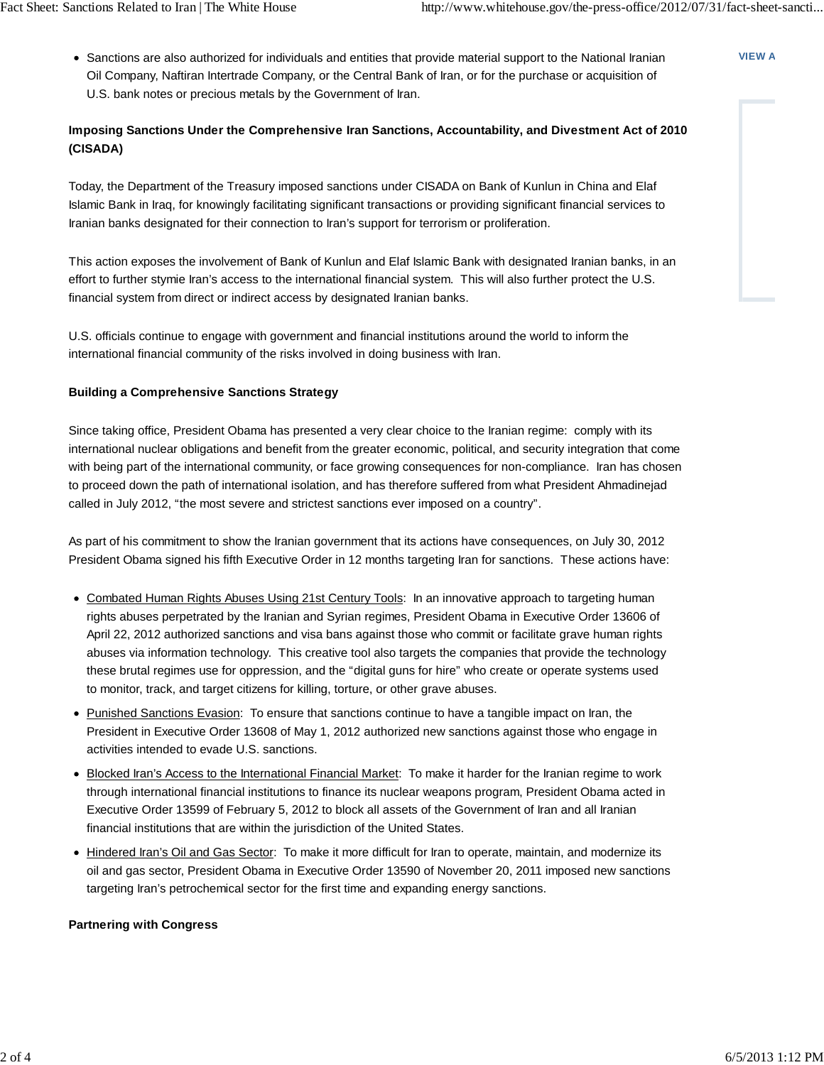- Sanctions are also authorized for individuals and entities that provide material support to the National Iranian Oil Company, Naftiran Intertrade Company, or the Central Bank of Iran, or for the purchase or acquisition of U.S. bank notes or precious metals by the Government of Iran.

**Imposing Sanctions Under the Comprehensive Iran Sanctions, Accountability, and Divestment Act of 2010 (CISADA)**

Today, the Department of the Treasury imposed sanctions under CISADA on Bank of Kunlun in China and Elaf Islamic Bank in Iraq, for knowingly facilitating significant transactions or providing significant financial services to Iranian banks designated for their connection to Iran's support for terrorism or proliferation.

This action exposes the involvement of Bank of Kunlun and Elaf Islamic Bank with designated Iranian banks, in an effort to further stymie Iran's access to the international financial system. This will also further protect the U.S. financial system from direct or indirect access by designated Iranian banks.

U.S. officials continue to engage with government and financial institutions around the world to inform the international financial community of the risks involved in doing business with Iran.

**Building a Comprehensive Sanctions Strategy**

Since taking office, President Obama has presented a very clear choice to the Iranian regime: comply with its international nuclear obligations and benefit from the greater economic, political, and security integration that come with being part of the international community, or face growing consequences for non-compliance. Iran has chosen to proceed down the path of international isolation, and has therefore suffered from what President Ahmadinejad called in July 2012, "the most severe and strictest sanctions ever imposed on a country".

As part of his commitment to show the Iranian government that its actions have consequences, on July 30, 2012 President Obama signed his fifth Executive Order in 12 months targeting Iran for sanctions. These actions have:

- Combated Human Rights Abuses Using 21st Century Tools: In an innovative approach to targeting human rights abuses perpetrated by the Iranian and Syrian regimes, President Obama in Executive Order 13606 of April 22, 2012 authorized sanctions and visa bans against those who commit or facilitate grave human rights abuses via information technology. This creative tool also targets the companies that provide the technology these brutal regimes use for oppression, and the "digital guns for hire" who create or operate systems used to monitor, track, and target citizens for killing, torture, or other grave abuses.
- Punished Sanctions Evasion: To ensure that sanctions continue to have a tangible impact on Iran, the President in Executive Order 13608 of May 1, 2012 authorized new sanctions against those who engage in activities intended to evade U.S. sanctions.
- Blocked Iran's Access to the International Financial Market: To make it harder for the Iranian regime to work through international financial institutions to finance its nuclear weapons program, President Obama acted in Executive Order 13599 of February 5, 2012 to block all assets of the Government of Iran and all Iranian financial institutions that are within the jurisdiction of the United States.
- Hindered Iran's Oil and Gas Sector: To make it more difficult for Iran to operate, maintain, and modernize its oil and gas sector, President Obama in Executive Order 13590 of November 20, 2011 imposed new sanctions targeting Iran's petrochemical sector for the first time and expanding energy sanctions.

**Partnering with Congress**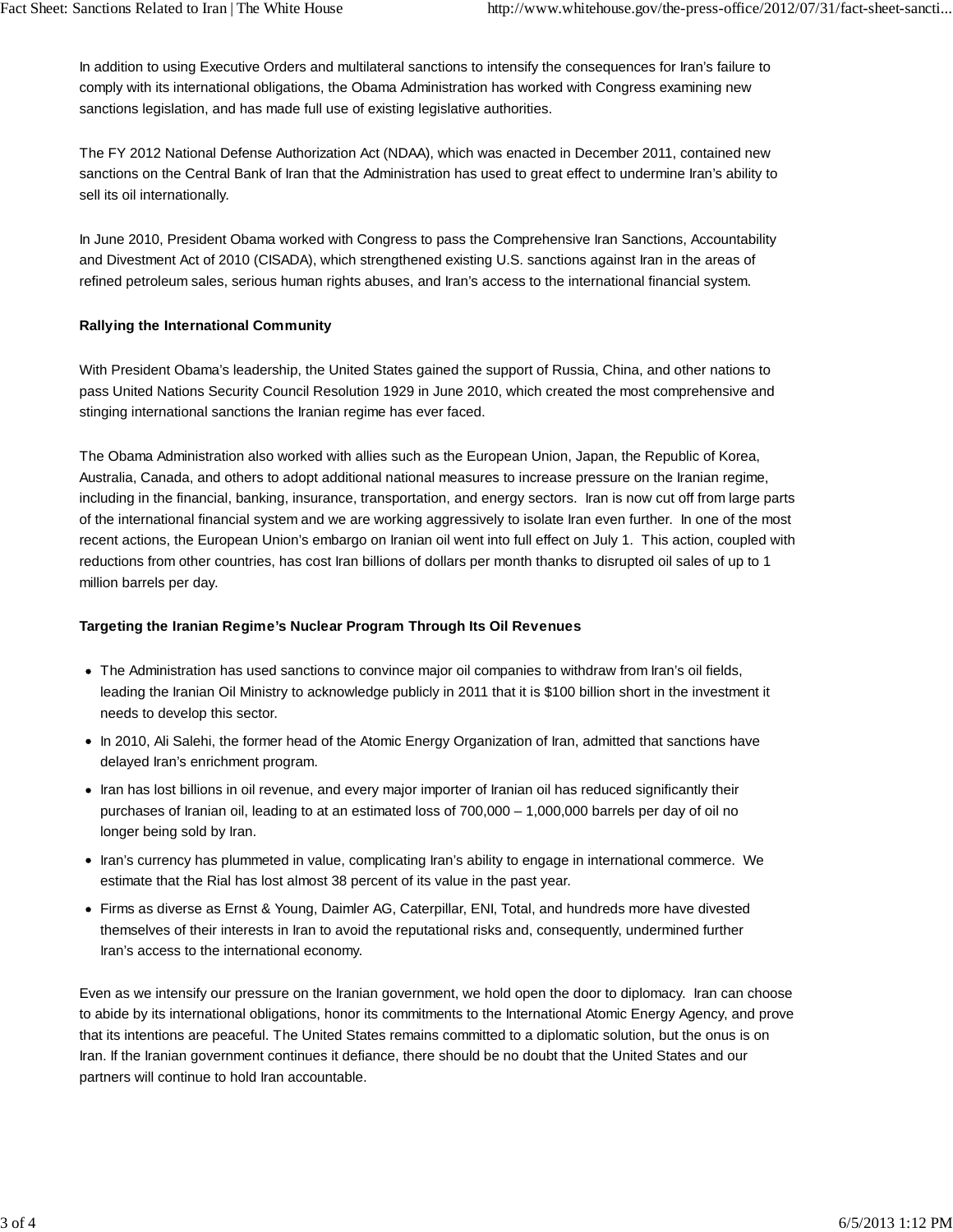In addition to using Executive Orders and multilateral sanctions to intensify the consequences for Iran's failure to comply with its international obligations, the Obama Administration has worked with Congress examining new sanctions legislation, and has made full use of existing legislative authorities.

The FY 2012 National Defense Authorization Act (NDAA), which was enacted in December 2011, contained new sanctions on the Central Bank of Iran that the Administration has used to great effect to undermine Iran's ability to sell its oil internationally.

In June 2010, President Obama worked with Congress to pass the Comprehensive Iran Sanctions, Accountability and Divestment Act of 2010 (CISADA), which strengthened existing U.S. sanctions against Iran in the areas of refined petroleum sales, serious human rights abuses, and Iran's access to the international financial system.

**Rallying the International Community**

With President Obama's leadership, the United States gained the support of Russia, China, and other nations to pass United Nations Security Council Resolution 1929 in June 2010, which created the most comprehensive and stinging international sanctions the Iranian regime has ever faced.

The Obama Administration also worked with allies such as the European Union, Japan, the Republic of Korea, Australia, Canada, and others to adopt additional national measures to increase pressure on the Iranian regime, including in the financial, banking, insurance, transportation, and energy sectors. Iran is now cut off from large parts of the international financial system and we are working aggressively to isolate Iran even further. In one of the most recent actions, the European Union's embargo on Iranian oil went into full effect on July 1. This action, coupled with reductions from other countries, has cost Iran billions of dollars per month thanks to disrupted oil sales of up to 1 million barrels per day.

**Targeting the Iranian Regime's Nuclear Program Through Its Oil Revenues**

- The Administration has used sanctions to convince major oil companies to withdraw from Iran's oil fields, leading the Iranian Oil Ministry to acknowledge publicly in 2011 that it is $100 billion short in the investment it needs to develop this sector.
- In 2010, Ali Salehi, the former head of the Atomic Energy Organization of Iran, admitted that sanctions have delayed Iran's enrichment program.
- Iran has lost billions in oil revenue, and every major importer of Iranian oil has reduced significantly their purchases of Iranian oil, leading to at an estimated loss of 700,000 – 1,000,000 barrels per day of oil no longer being sold by Iran.
- Iran's currency has plummeted in value, complicating Iran's ability to engage in international commerce. We estimate that the Rial has lost almost 38 percent of its value in the past year.
- Firms as diverse as Ernst & Young, Daimler AG, Caterpillar, ENI, Total, and hundreds more have divested themselves of their interests in Iran to avoid the reputational risks and, consequently, undermined further Iran's access to the international economy.

Even as we intensify our pressure on the Iranian government, we hold open the door to diplomacy. Iran can choose to abide by its international obligations, honor its commitments to the International Atomic Energy Agency, and prove that its intentions are peaceful. The United States remains committed to a diplomatic solution, but the onus is on Iran. If the Iranian government continues it defiance, there should be no doubt that the United States and our partners will continue to hold Iran accountable.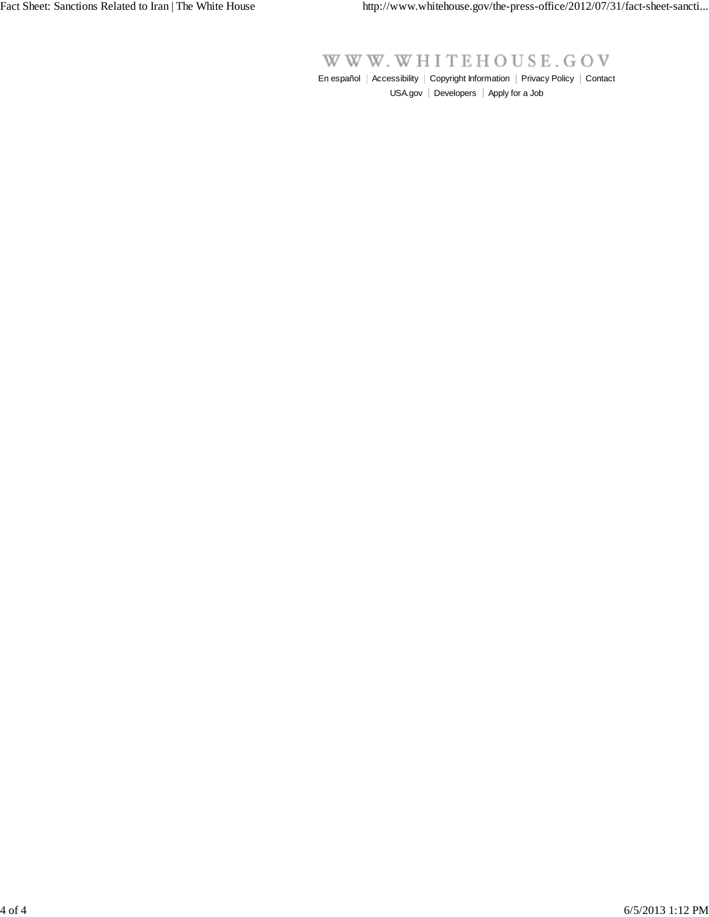WWW.WHITEHOUSE.GOV

En español | Accessibility | Copyright Information | Privacy Policy | Contact

USA.gov | Developers | Apply for a Job